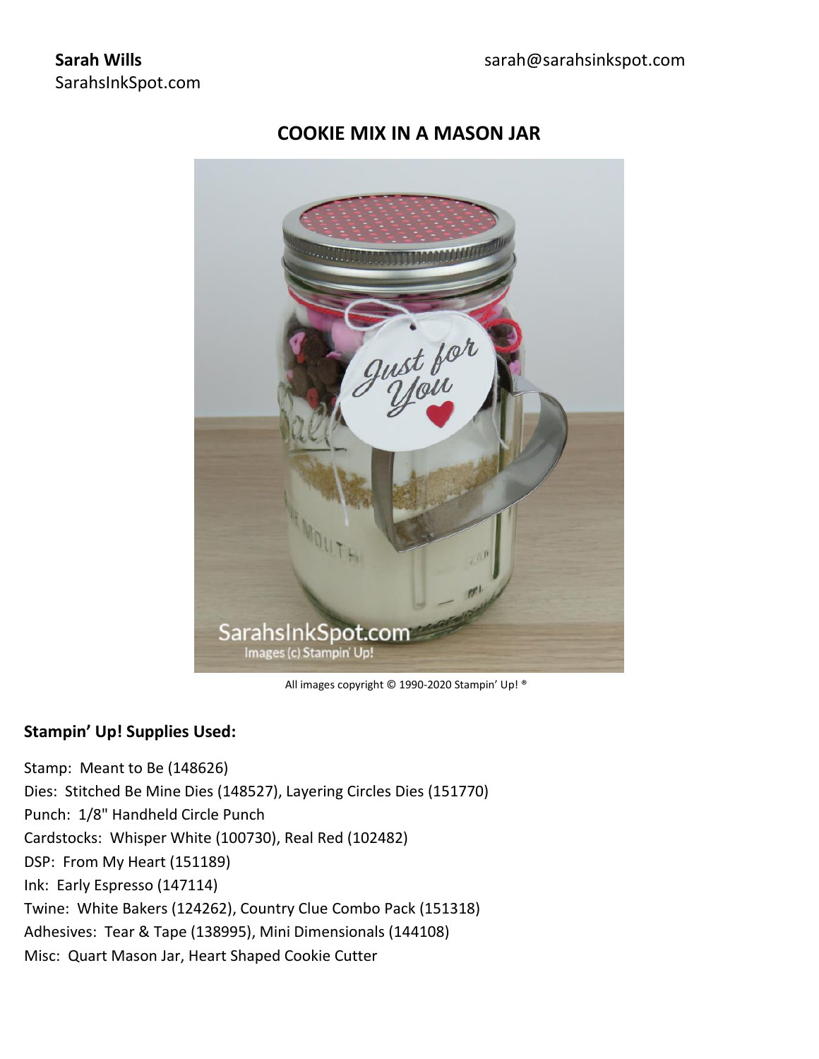**Sarah Wills**
SarahsInkSpot.com

sarah@sarahsinkspot.com

## COOKIE MIX IN A MASON JAR

All images copyright © 1990-2020 Stampin' Up! ®

### Stampin' Up! Supplies Used:

Stamp: Meant to Be (148626)
Dies: Stitched Be Mine Dies (148527), Layering Circles Dies (151770)
Punch: 1/8" Handheld Circle Punch
Cardstocks: Whisper White (100730), Real Red (102482)
DSP: From My Heart (151189)
Ink: Early Espresso (147114)
Twine: White Bakers (124262), Country Clue Combo Pack (151318)
Adhesives: Tear & Tape (138995), Mini Dimensionals (144108)
Misc: Quart Mason Jar, Heart Shaped Cookie Cutter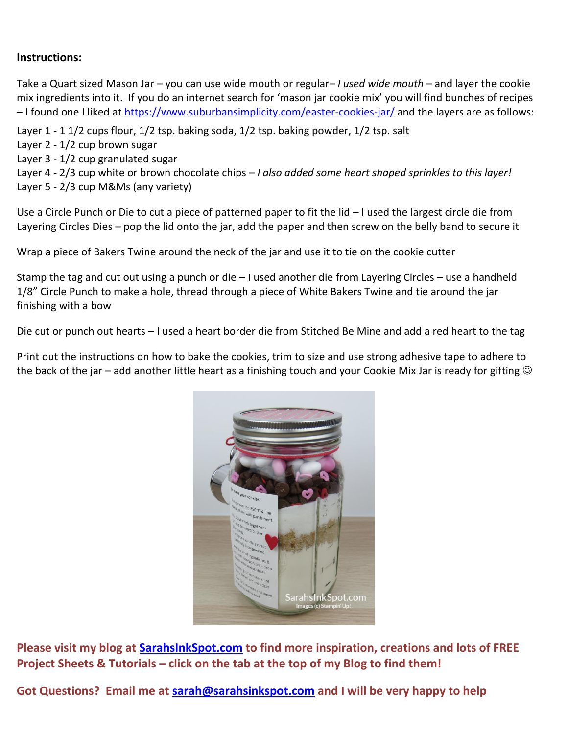**Instructions:**

Take a Quart sized Mason Jar – you can use wide mouth or regular– *I used wide mouth* – and layer the cookie mix ingredients into it. If you do an internet search for 'mason jar cookie mix' you will find bunches of recipes – I found one I liked at [https://www.suburbansimplicity.com/easter-cookies-jar/](https://www.suburbansimplicity.com/easter-cookies-jar/) and the layers are as follows:

Layer 1 - 1 1/2 cups flour, 1/2 tsp. baking soda, 1/2 tsp. baking powder, 1/2 tsp. salt
Layer 2 - 1/2 cup brown sugar
Layer 3 - 1/2 cup granulated sugar
Layer 4 - 2/3 cup white or brown chocolate chips – *I also added some heart shaped sprinkles to this layer!*
Layer 5 - 2/3 cup M&Ms (any variety)

Use a Circle Punch or Die to cut a piece of patterned paper to fit the lid – I used the largest circle die from Layering Circles Dies – pop the lid onto the jar, add the paper and then screw on the belly band to secure it

Wrap a piece of Bakers Twine around the neck of the jar and use it to tie on the cookie cutter

Stamp the tag and cut out using a punch or die – I used another die from Layering Circles – use a handheld 1/8" Circle Punch to make a hole, thread through a piece of White Bakers Twine and tie around the jar finishing with a bow

Die cut or punch out hearts – I used a heart border die from Stitched Be Mine and add a red heart to the tag

Print out the instructions on how to bake the cookies, trim to size and use strong adhesive tape to adhere to the back of the jar – add another little heart as a finishing touch and your Cookie Mix Jar is ready for gifting ☺

**Please visit my blog at [SarahsInkSpot.com](SarahsInkSpot.com) to find more inspiration, creations and lots of FREE Project Sheets & Tutorials – click on the tab at the top of my Blog to find them!**

**Got Questions? Email me at [sarah@sarahsinkspot.com](mailto:sarah@sarahsinkspot.com) and I will be very happy to help**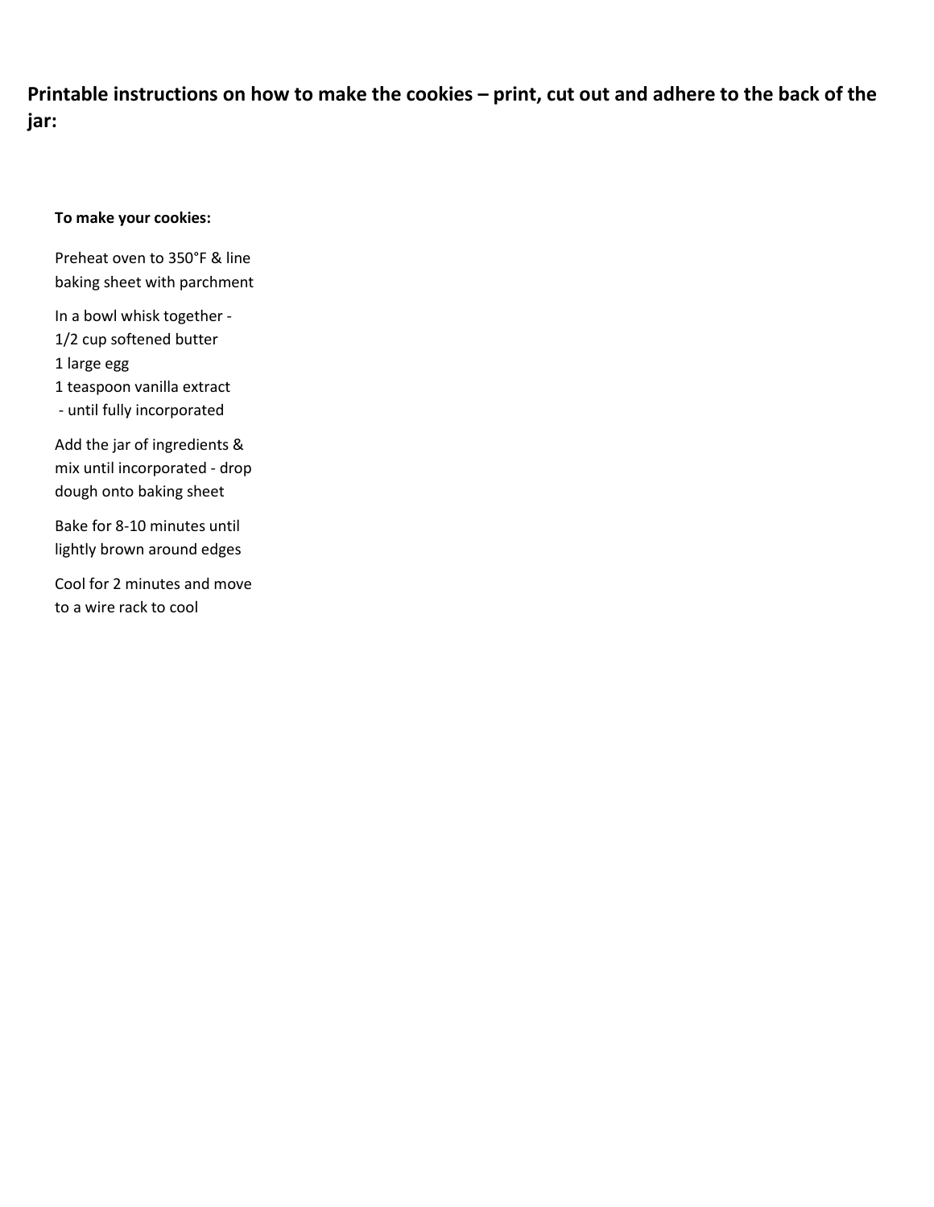**Printable instructions on how to make the cookies – print, cut out and adhere to the back of the jar:**

**To make your cookies:**

Preheat oven to 350°F & line baking sheet with parchment

In a bowl whisk together -
1/2 cup softened butter
1 large egg
1 teaspoon vanilla extract
 - until fully incorporated

Add the jar of ingredients & mix until incorporated - drop dough onto baking sheet

Bake for 8-10 minutes until lightly brown around edges

Cool for 2 minutes and move to a wire rack to cool